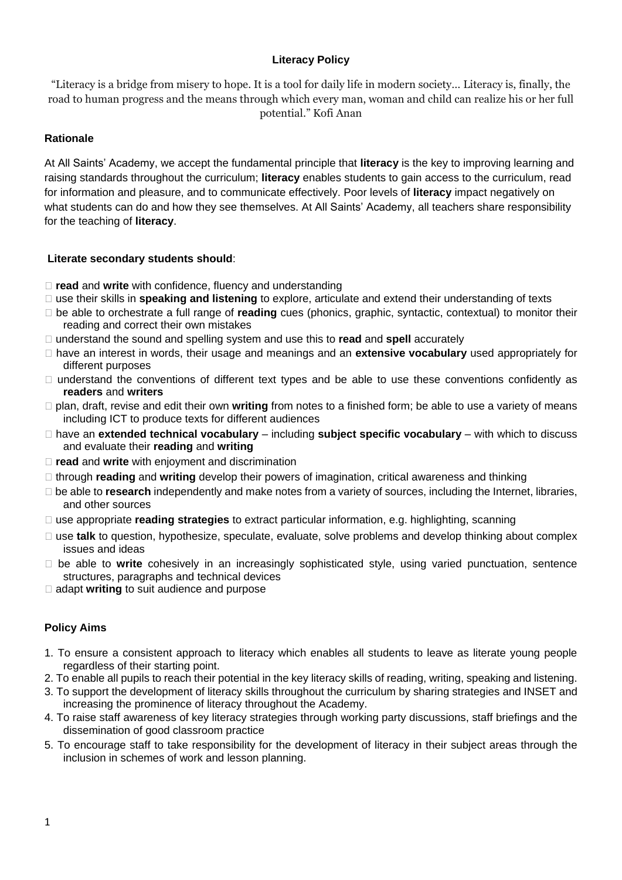**Literacy Policy**

"Literacy is a bridge from misery to hope. It is a tool for daily life in modern society... Literacy is, finally, the road to human progress and the means through which every man, woman and child can realize his or her full potential." Kofi Anan

**Rationale**

At All Saints' Academy, we accept the fundamental principle that **literacy** is the key to improving learning and raising standards throughout the curriculum; **literacy** enables students to gain access to the curriculum, read for information and pleasure, and to communicate effectively. Poor levels of **literacy** impact negatively on what students can do and how they see themselves. At All Saints' Academy, all teachers share responsibility for the teaching of **literacy**.

**Literate secondary students should**:

- **read** and **write** with confidence, fluency and understanding
- use their skills in **speaking and listening** to explore, articulate and extend their understanding of texts
- be able to orchestrate a full range of **reading** cues (phonics, graphic, syntactic, contextual) to monitor their reading and correct their own mistakes
- understand the sound and spelling system and use this to **read** and **spell** accurately
- have an interest in words, their usage and meanings and an **extensive vocabulary** used appropriately for different purposes
- understand the conventions of different text types and be able to use these conventions confidently as **readers** and **writers**
- plan, draft, revise and edit their own **writing** from notes to a finished form; be able to use a variety of means including ICT to produce texts for different audiences
- have an **extended technical vocabulary** – including **subject specific vocabulary** – with which to discuss and evaluate their **reading** and **writing**
- **read** and **write** with enjoyment and discrimination
- through **reading** and **writing** develop their powers of imagination, critical awareness and thinking
- be able to **research** independently and make notes from a variety of sources, including the Internet, libraries, and other sources
- use appropriate **reading strategies** to extract particular information, e.g. highlighting, scanning
- use **talk** to question, hypothesize, speculate, evaluate, solve problems and develop thinking about complex issues and ideas
- be able to **write** cohesively in an increasingly sophisticated style, using varied punctuation, sentence structures, paragraphs and technical devices
- adapt **writing** to suit audience and purpose

**Policy Aims**

1. To ensure a consistent approach to literacy which enables all students to leave as literate young people regardless of their starting point.
2. To enable all pupils to reach their potential in the key literacy skills of reading, writing, speaking and listening.
3. To support the development of literacy skills throughout the curriculum by sharing strategies and INSET and increasing the prominence of literacy throughout the Academy.
4. To raise staff awareness of key literacy strategies through working party discussions, staff briefings and the dissemination of good classroom practice
5. To encourage staff to take responsibility for the development of literacy in their subject areas through the inclusion in schemes of work and lesson planning.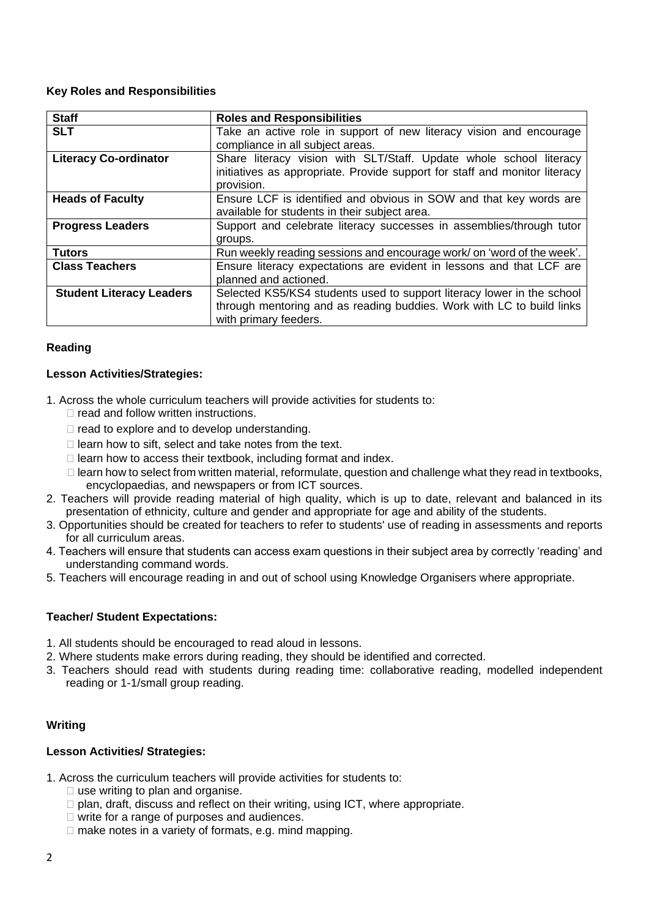### Key Roles and Responsibilities

| Staff | Roles and Responsibilities |
|---|---|
| **SLT** | Take an active role in support of new literacy vision and encourage compliance in all subject areas. |
| **Literacy Co-ordinator** | Share literacy vision with SLT/Staff. Update whole school literacy initiatives as appropriate. Provide support for staff and monitor literacy provision. |
| **Heads of Faculty** | Ensure LCF is identified and obvious in SOW and that key words are available for students in their subject area. |
| **Progress Leaders** | Support and celebrate literacy successes in assemblies/through tutor groups. |
| **Tutors** | Run weekly reading sessions and encourage work/ on 'word of the week'. |
| **Class Teachers** | Ensure literacy expectations are evident in lessons and that LCF are planned and actioned. |
| **Student Literacy Leaders** | Selected KS5/KS4 students used to support literacy lower in the school through mentoring and as reading buddies. Work with LC to build links with primary feeders. |

### Reading

#### Lesson Activities/Strategies:

1. Across the whole curriculum teachers will provide activities for students to:
   - read and follow written instructions.
   - read to explore and to develop understanding.
   - learn how to sift, select and take notes from the text.
   - learn how to access their textbook, including format and index.
   - learn how to select from written material, reformulate, question and challenge what they read in textbooks, encyclopaedias, and newspapers or from ICT sources.
2. Teachers will provide reading material of high quality, which is up to date, relevant and balanced in its presentation of ethnicity, culture and gender and appropriate for age and ability of the students.
3. Opportunities should be created for teachers to refer to students' use of reading in assessments and reports for all curriculum areas.
4. Teachers will ensure that students can access exam questions in their subject area by correctly 'reading' and understanding command words.
5. Teachers will encourage reading in and out of school using Knowledge Organisers where appropriate.

#### Teacher/ Student Expectations:

1. All students should be encouraged to read aloud in lessons.
2. Where students make errors during reading, they should be identified and corrected.
3. Teachers should read with students during reading time: collaborative reading, modelled independent reading or 1-1/small group reading.

### Writing

#### Lesson Activities/ Strategies:

1. Across the curriculum teachers will provide activities for students to:
   - use writing to plan and organise.
   - plan, draft, discuss and reflect on their writing, using ICT, where appropriate.
   - write for a range of purposes and audiences.
   - make notes in a variety of formats, e.g. mind mapping.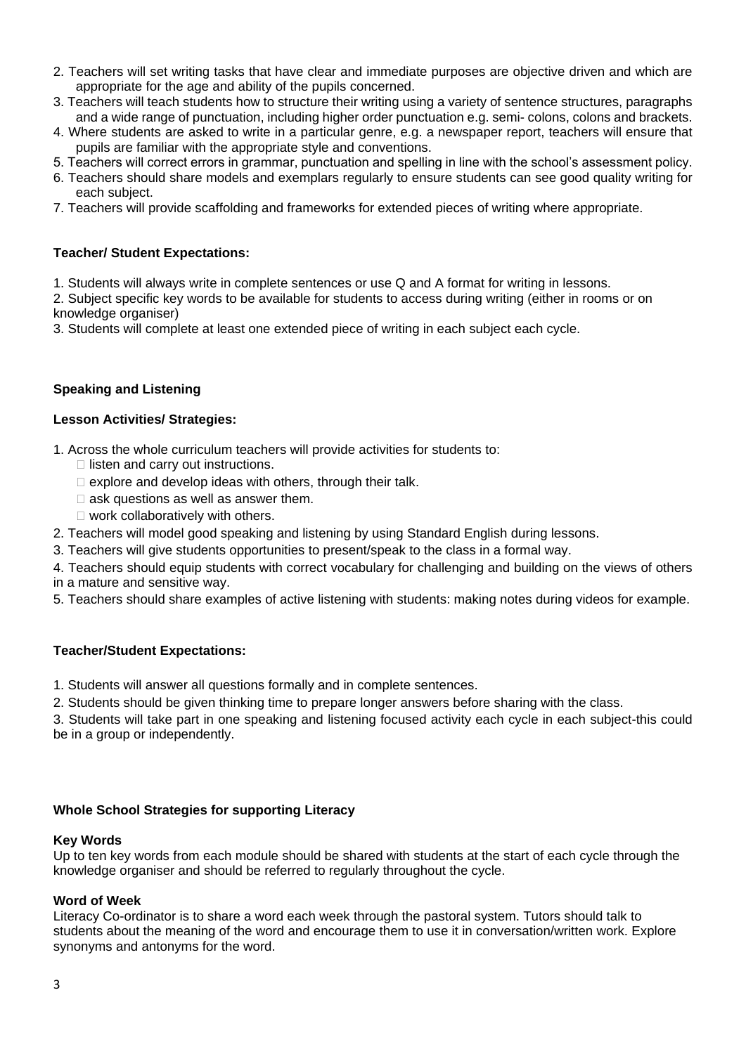2. Teachers will set writing tasks that have clear and immediate purposes are objective driven and which are appropriate for the age and ability of the pupils concerned.
3. Teachers will teach students how to structure their writing using a variety of sentence structures, paragraphs and a wide range of punctuation, including higher order punctuation e.g. semi- colons, colons and brackets.
4. Where students are asked to write in a particular genre, e.g. a newspaper report, teachers will ensure that pupils are familiar with the appropriate style and conventions.
5. Teachers will correct errors in grammar, punctuation and spelling in line with the school's assessment policy.
6. Teachers should share models and exemplars regularly to ensure students can see good quality writing for each subject.
7. Teachers will provide scaffolding and frameworks for extended pieces of writing where appropriate.

**Teacher/ Student Expectations:**

1. Students will always write in complete sentences or use Q and A format for writing in lessons.
2. Subject specific key words to be available for students to access during writing (either in rooms or on knowledge organiser)
3. Students will complete at least one extended piece of writing in each subject each cycle.

**Speaking and Listening**

**Lesson Activities/ Strategies:**

1. Across the whole curriculum teachers will provide activities for students to:
   - listen and carry out instructions.
   - explore and develop ideas with others, through their talk.
   - ask questions as well as answer them.
   - work collaboratively with others.
2. Teachers will model good speaking and listening by using Standard English during lessons.
3. Teachers will give students opportunities to present/speak to the class in a formal way.
4. Teachers should equip students with correct vocabulary for challenging and building on the views of others in a mature and sensitive way.
5. Teachers should share examples of active listening with students: making notes during videos for example.

**Teacher/Student Expectations:**

1. Students will answer all questions formally and in complete sentences.
2. Students should be given thinking time to prepare longer answers before sharing with the class.
3. Students will take part in one speaking and listening focused activity each cycle in each subject-this could be in a group or independently.

**Whole School Strategies for supporting Literacy**

**Key Words**
Up to ten key words from each module should be shared with students at the start of each cycle through the knowledge organiser and should be referred to regularly throughout the cycle.

**Word of Week**
Literacy Co-ordinator is to share a word each week through the pastoral system. Tutors should talk to students about the meaning of the word and encourage them to use it in conversation/written work. Explore synonyms and antonyms for the word.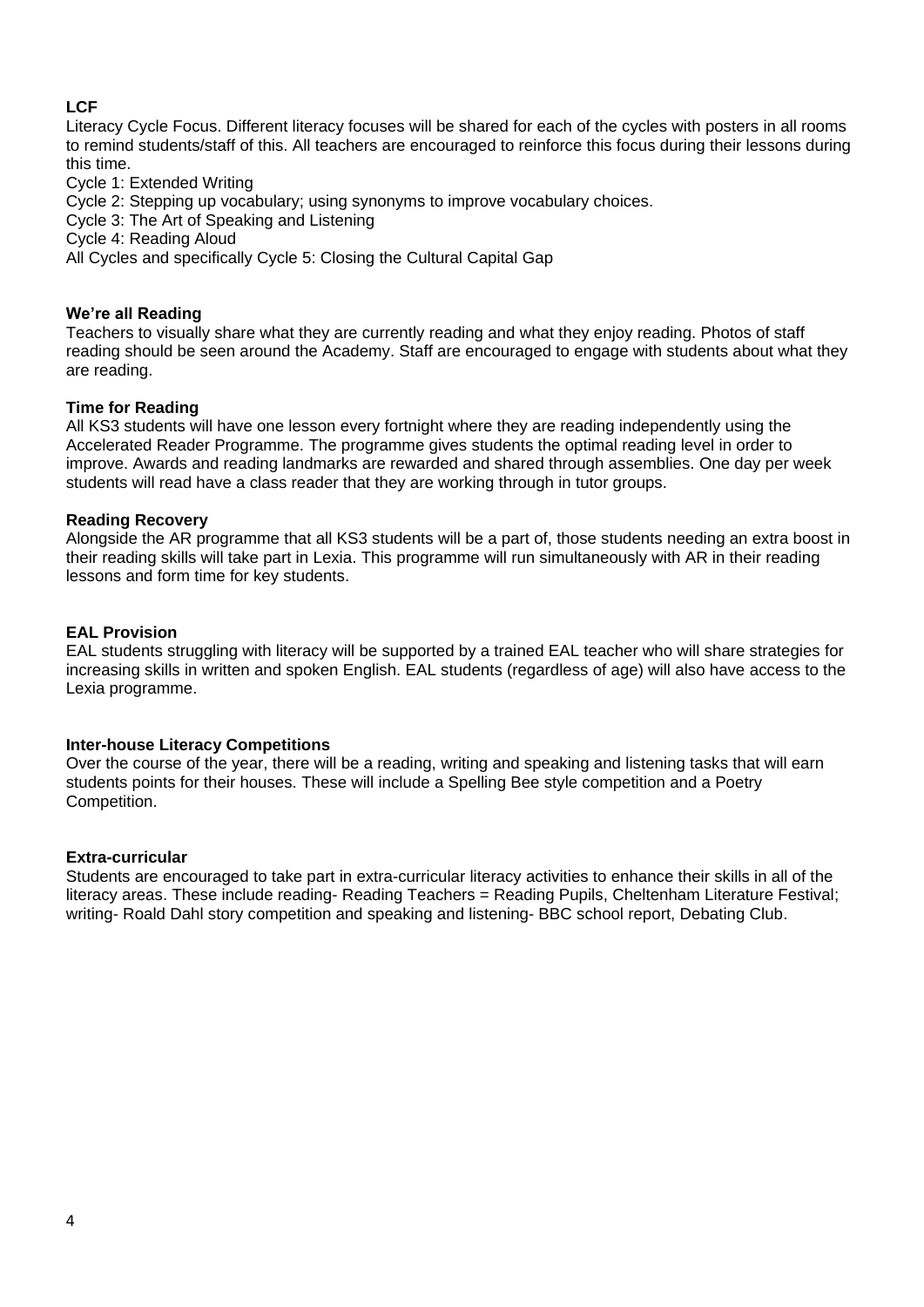**LCF**

Literacy Cycle Focus. Different literacy focuses will be shared for each of the cycles with posters in all rooms to remind students/staff of this. All teachers are encouraged to reinforce this focus during their lessons during this time.

Cycle 1: Extended Writing
Cycle 2: Stepping up vocabulary; using synonyms to improve vocabulary choices.
Cycle 3: The Art of Speaking and Listening
Cycle 4: Reading Aloud
All Cycles and specifically Cycle 5: Closing the Cultural Capital Gap

**We're all Reading**

Teachers to visually share what they are currently reading and what they enjoy reading. Photos of staff reading should be seen around the Academy. Staff are encouraged to engage with students about what they are reading.

**Time for Reading**

All KS3 students will have one lesson every fortnight where they are reading independently using the Accelerated Reader Programme. The programme gives students the optimal reading level in order to improve. Awards and reading landmarks are rewarded and shared through assemblies. One day per week students will read have a class reader that they are working through in tutor groups.

**Reading Recovery**

Alongside the AR programme that all KS3 students will be a part of, those students needing an extra boost in their reading skills will take part in Lexia. This programme will run simultaneously with AR in their reading lessons and form time for key students.

**EAL Provision**

EAL students struggling with literacy will be supported by a trained EAL teacher who will share strategies for increasing skills in written and spoken English. EAL students (regardless of age) will also have access to the Lexia programme.

**Inter-house Literacy Competitions**

Over the course of the year, there will be a reading, writing and speaking and listening tasks that will earn students points for their houses. These will include a Spelling Bee style competition and a Poetry Competition.

**Extra-curricular**

Students are encouraged to take part in extra-curricular literacy activities to enhance their skills in all of the literacy areas. These include reading- Reading Teachers = Reading Pupils, Cheltenham Literature Festival; writing- Roald Dahl story competition and speaking and listening- BBC school report, Debating Club.